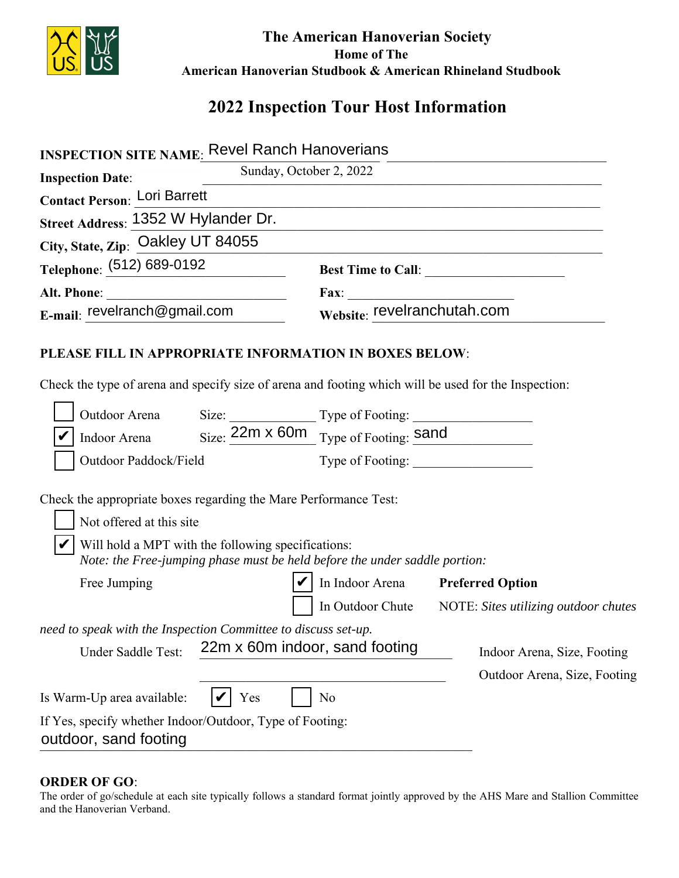**The American Hanoverian Society**
**Home of The**
**American Hanoverian Studbook & American Rhineland Studbook**

# 2022 Inspection Tour Host Information

**INSPECTION SITE NAME**: Revel Ranch Hanoverians

**Inspection Date**: Sunday, October 2, 2022

**Contact Person**: Lori Barrett

**Street Address**: 1352 W Hylander Dr.

**City, State, Zip**: Oakley UT 84055

**Telephone**: (512) 689-0192 **Best Time to Call**: ____________________

**Alt. Phone**: ____________________ **Fax**: ____________________

**E-mail**: revelranch@gmail.com **Website**: revelranchutah.com

**PLEASE FILL IN APPROPRIATE INFORMATION IN BOXES BELOW**:

Check the type of arena and specify size of arena and footing which will be used for the Inspection:

- ☐ Outdoor Arena Size: ____________ Type of Footing: ________________
- ☑ Indoor Arena Size: 22m x 60m Type of Footing: sand
- ☐ Outdoor Paddock/Field Type of Footing: ________________

Check the appropriate boxes regarding the Mare Performance Test:

- ☐ Not offered at this site
- ☑ Will hold a MPT with the following specifications:
  *Note: the Free-jumping phase must be held before the under saddle portion:*

Free Jumping ☑ In Indoor Arena **Preferred Option**

☐ In Outdoor Chute NOTE: *Sites utilizing outdoor chutes need to speak with the Inspection Committee to discuss set-up.*

Under Saddle Test: 22m x 60m indoor, sand footing — Indoor Arena, Size, Footing / Outdoor Arena, Size, Footing

Is Warm-Up area available: ☑ Yes ☐ No

If Yes, specify whether Indoor/Outdoor, Type of Footing:
outdoor, sand footing

**ORDER OF GO**:
The order of go/schedule at each site typically follows a standard format jointly approved by the AHS Mare and Stallion Committee and the Hanoverian Verband.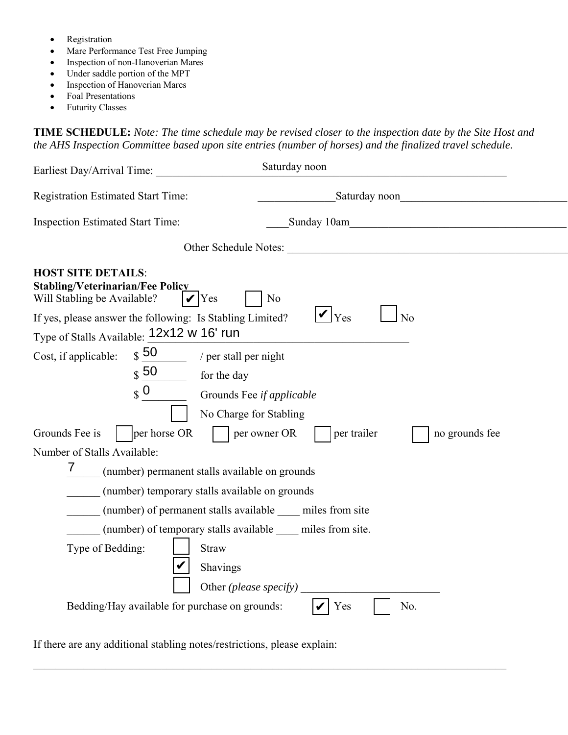- Registration
- Mare Performance Test Free Jumping
- Inspection of non-Hanoverian Mares
- Under saddle portion of the MPT
- Inspection of Hanoverian Mares
- Foal Presentations
- Futurity Classes

**TIME SCHEDULE:** *Note: The time schedule may be revised closer to the inspection date by the Site Host and the AHS Inspection Committee based upon site entries (number of horses) and the finalized travel schedule.*

Earliest Day/Arrival Time: Saturday noon

Registration Estimated Start Time: Saturday noon

Inspection Estimated Start Time: Sunday 10am

Other Schedule Notes: \_\_\_\_\_\_\_\_\_\_\_\_\_\_\_\_\_\_\_\_

**HOST SITE DETAILS**:

**Stabling/Veterinarian/Fee Policy**

Will Stabling be Available? ☑ Yes ☐ No

If yes, please answer the following: Is Stabling Limited? ☑ Yes ☐ No

Type of Stalls Available: 12x12 w 16' run

Cost, if applicable: $ 50 / per stall per night

$ 50 for the day

$ 0 Grounds Fee *if applicable*

☐ No Charge for Stabling

Grounds Fee is ☐ per horse OR ☐ per owner OR ☐ per trailer ☐ no grounds fee

Number of Stalls Available:

7 (number) permanent stalls available on grounds

\_\_\_\_\_\_ (number) temporary stalls available on grounds

\_\_\_\_\_\_ (number) of permanent stalls available \_\_\_\_ miles from site

\_\_\_\_\_\_ (number) of temporary stalls available \_\_\_\_ miles from site.

Type of Bedding: ☐ Straw

☑ Shavings

☐ Other *(please specify)* \_\_\_\_\_\_\_\_\_\_\_\_\_\_\_\_\_\_\_\_

Bedding/Hay available for purchase on grounds: ☑ Yes ☐ No.

If there are any additional stabling notes/restrictions, please explain:

\_\_\_\_\_\_\_\_\_\_\_\_\_\_\_\_\_\_\_\_\_\_\_\_\_\_\_\_\_\_\_\_\_\_\_\_\_\_\_\_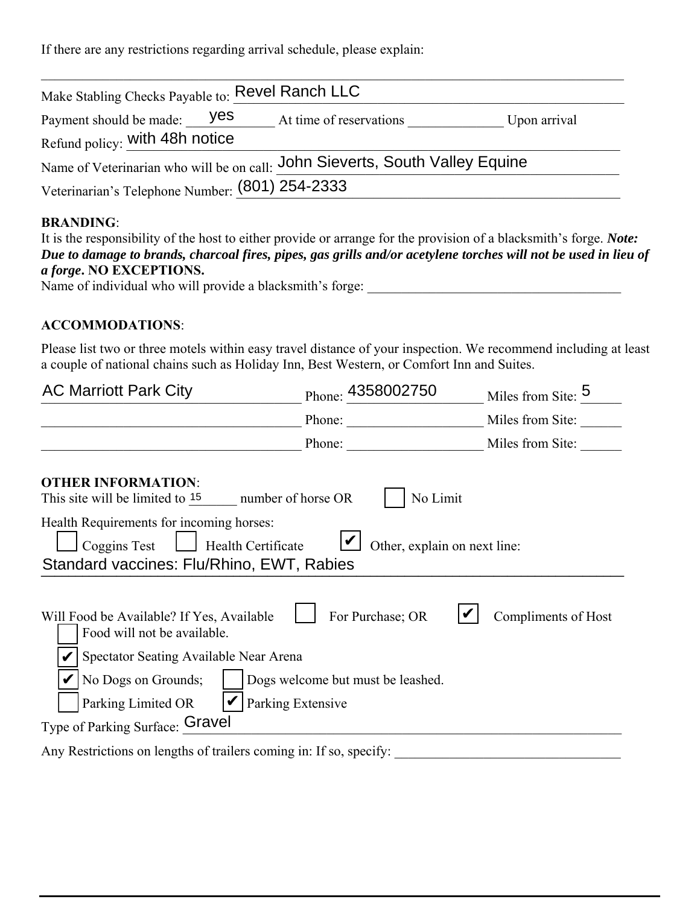If there are any restrictions regarding arrival schedule, please explain:

______________________________________________________________________

Make Stabling Checks Payable to: Revel Ranch LLC

Payment should be made: yes At time of reservations ______________ Upon arrival

Refund policy: with 48h notice

Name of Veterinarian who will be on call: John Sieverts, South Valley Equine

Veterinarian's Telephone Number: (801) 254-2333

**BRANDING**:

It is the responsibility of the host to either provide or arrange for the provision of a blacksmith's forge. ***Note: Due to damage to brands, charcoal fires, pipes, gas grills and/or acetylene torches will not be used in lieu of a forge*. NO EXCEPTIONS.**

Name of individual who will provide a blacksmith's forge: ______________________________________

**ACCOMMODATIONS**:

Please list two or three motels within easy travel distance of your inspection. We recommend including at least a couple of national chains such as Holiday Inn, Best Western, or Comfort Inn and Suites.

| Motel | Phone | Miles from Site |
|---|---|---|
| AC Marriott Park City | 4358002750 | 5 |
| | | |
| | | |

**OTHER INFORMATION**:

This site will be limited to 15 number of horse OR ☐ No Limit

Health Requirements for incoming horses:

☐ Coggins Test ☐ Health Certificate ☑ Other, explain on next line:

Standard vaccines: Flu/Rhino, EWT, Rabies

Will Food be Available? If Yes, Available ☐ For Purchase; OR ☑ Compliments of Host

☐ Food will not be available.

☑ Spectator Seating Available Near Arena

☑ No Dogs on Grounds; ☐ Dogs welcome but must be leashed.

☐ Parking Limited OR ☑ Parking Extensive

Type of Parking Surface: Gravel

Any Restrictions on lengths of trailers coming in: If so, specify: ________________________________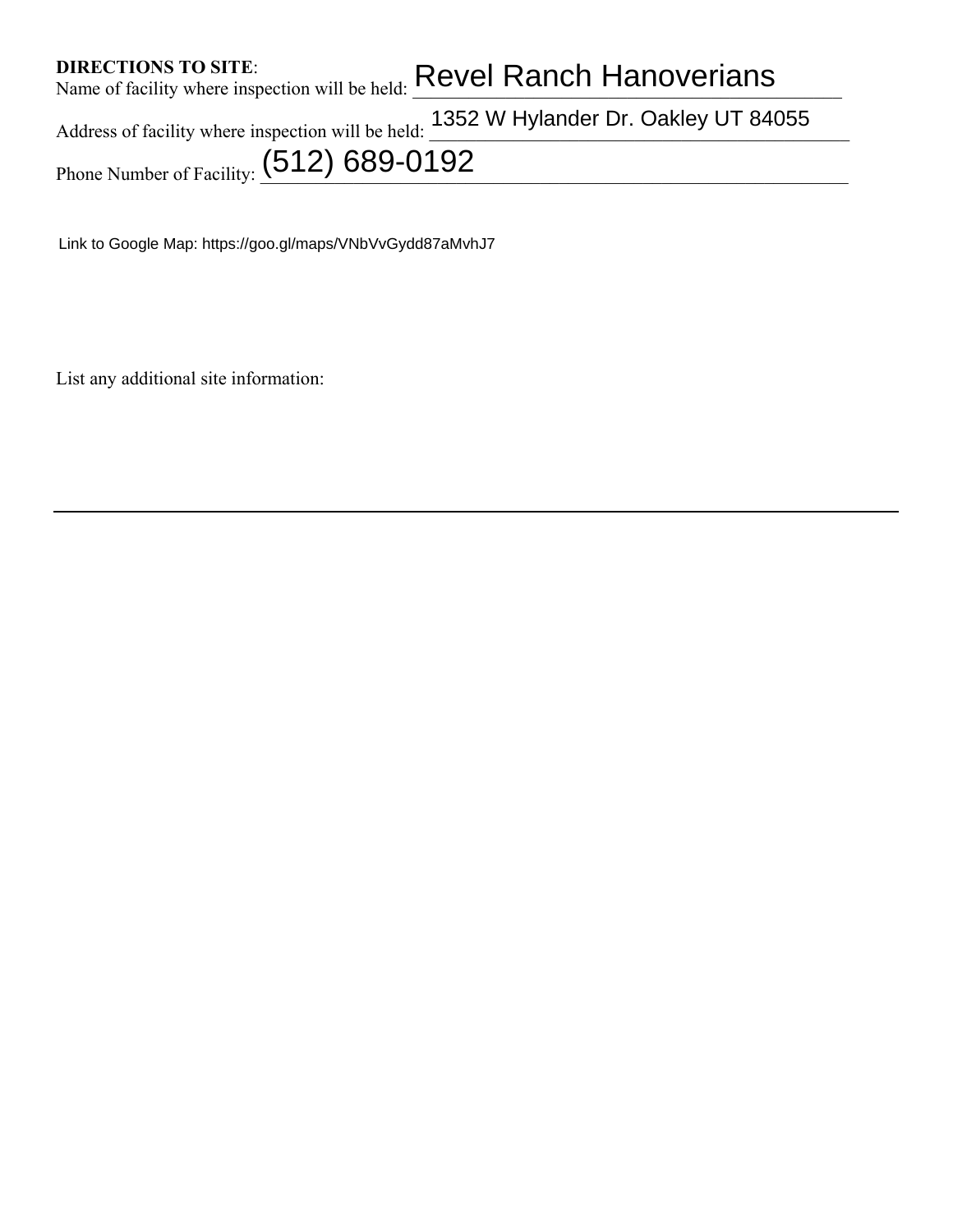**DIRECTIONS TO SITE**:

Name of facility where inspection will be held: Revel Ranch Hanoverians

Address of facility where inspection will be held: 1352 W Hylander Dr. Oakley UT 84055

Phone Number of Facility: (512) 689-0192

Link to Google Map: https://goo.gl/maps/VNbVvGydd87aMvhJ7

List any additional site information:

---